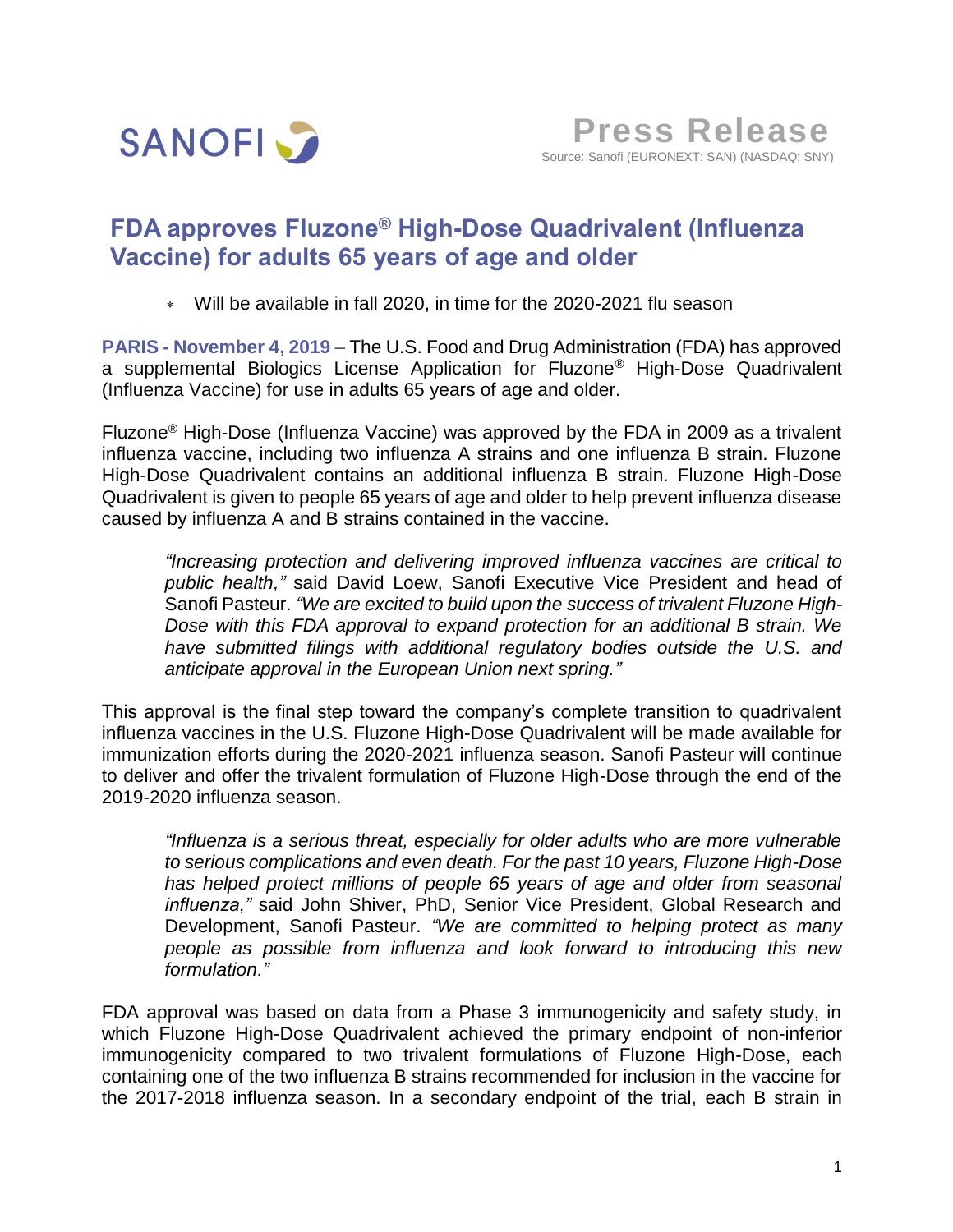SANOFI

**Press Release**

Source: Sanofi (EURONEXT: SAN) (NASDAQ: SNY)

# FDA approves Fluzone® High-Dose Quadrivalent (Influenza Vaccine) for adults 65 years of age and older

* Will be available in fall 2020, in time for the 2020-2021 flu season

**PARIS - November 4, 2019** – The U.S. Food and Drug Administration (FDA) has approved a supplemental Biologics License Application for Fluzone® High-Dose Quadrivalent (Influenza Vaccine) for use in adults 65 years of age and older.

Fluzone® High-Dose (Influenza Vaccine) was approved by the FDA in 2009 as a trivalent influenza vaccine, including two influenza A strains and one influenza B strain. Fluzone High-Dose Quadrivalent contains an additional influenza B strain. Fluzone High-Dose Quadrivalent is given to people 65 years of age and older to help prevent influenza disease caused by influenza A and B strains contained in the vaccine.

> *"Increasing protection and delivering improved influenza vaccines are critical to public health,"* said David Loew, Sanofi Executive Vice President and head of Sanofi Pasteur. *"We are excited to build upon the success of trivalent Fluzone High-Dose with this FDA approval to expand protection for an additional B strain. We have submitted filings with additional regulatory bodies outside the U.S. and anticipate approval in the European Union next spring."*

This approval is the final step toward the company's complete transition to quadrivalent influenza vaccines in the U.S. Fluzone High-Dose Quadrivalent will be made available for immunization efforts during the 2020-2021 influenza season. Sanofi Pasteur will continue to deliver and offer the trivalent formulation of Fluzone High-Dose through the end of the 2019-2020 influenza season.

> *"Influenza is a serious threat, especially for older adults who are more vulnerable to serious complications and even death. For the past 10 years, Fluzone High-Dose has helped protect millions of people 65 years of age and older from seasonal influenza,"* said John Shiver, PhD, Senior Vice President, Global Research and Development, Sanofi Pasteur. *"We are committed to helping protect as many people as possible from influenza and look forward to introducing this new formulation."*

FDA approval was based on data from a Phase 3 immunogenicity and safety study, in which Fluzone High-Dose Quadrivalent achieved the primary endpoint of non-inferior immunogenicity compared to two trivalent formulations of Fluzone High-Dose, each containing one of the two influenza B strains recommended for inclusion in the vaccine for the 2017-2018 influenza season. In a secondary endpoint of the trial, each B strain in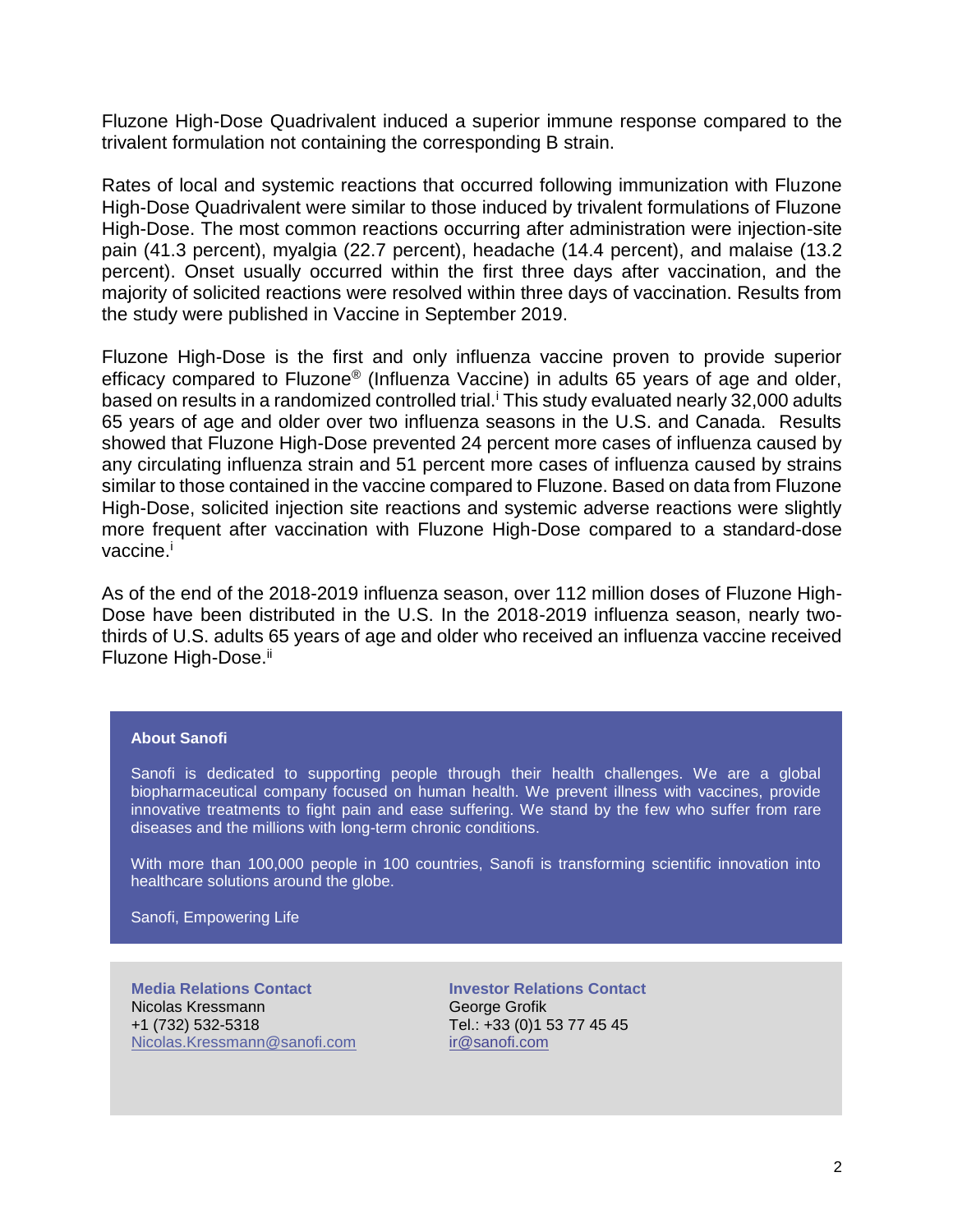Fluzone High-Dose Quadrivalent induced a superior immune response compared to the trivalent formulation not containing the corresponding B strain.

Rates of local and systemic reactions that occurred following immunization with Fluzone High-Dose Quadrivalent were similar to those induced by trivalent formulations of Fluzone High-Dose. The most common reactions occurring after administration were injection-site pain (41.3 percent), myalgia (22.7 percent), headache (14.4 percent), and malaise (13.2 percent). Onset usually occurred within the first three days after vaccination, and the majority of solicited reactions were resolved within three days of vaccination. Results from the study were published in Vaccine in September 2019.

Fluzone High-Dose is the first and only influenza vaccine proven to provide superior efficacy compared to Fluzone® (Influenza Vaccine) in adults 65 years of age and older, based on results in a randomized controlled trial.[i] This study evaluated nearly 32,000 adults 65 years of age and older over two influenza seasons in the U.S. and Canada. Results showed that Fluzone High-Dose prevented 24 percent more cases of influenza caused by any circulating influenza strain and 51 percent more cases of influenza caused by strains similar to those contained in the vaccine compared to Fluzone. Based on data from Fluzone High-Dose, solicited injection site reactions and systemic adverse reactions were slightly more frequent after vaccination with Fluzone High-Dose compared to a standard-dose vaccine.[i]

As of the end of the 2018-2019 influenza season, over 112 million doses of Fluzone High-Dose have been distributed in the U.S. In the 2018-2019 influenza season, nearly two-thirds of U.S. adults 65 years of age and older who received an influenza vaccine received Fluzone High-Dose.[ii]

**About Sanofi**

Sanofi is dedicated to supporting people through their health challenges. We are a global biopharmaceutical company focused on human health. We prevent illness with vaccines, provide innovative treatments to fight pain and ease suffering. We stand by the few who suffer from rare diseases and the millions with long-term chronic conditions.

With more than 100,000 people in 100 countries, Sanofi is transforming scientific innovation into healthcare solutions around the globe.

Sanofi, Empowering Life

**Media Relations Contact**
Nicolas Kressmann
+1 (732) 532-5318
Nicolas.Kressmann@sanofi.com

**Investor Relations Contact**
George Grofik
Tel.: +33 (0)1 53 77 45 45
ir@sanofi.com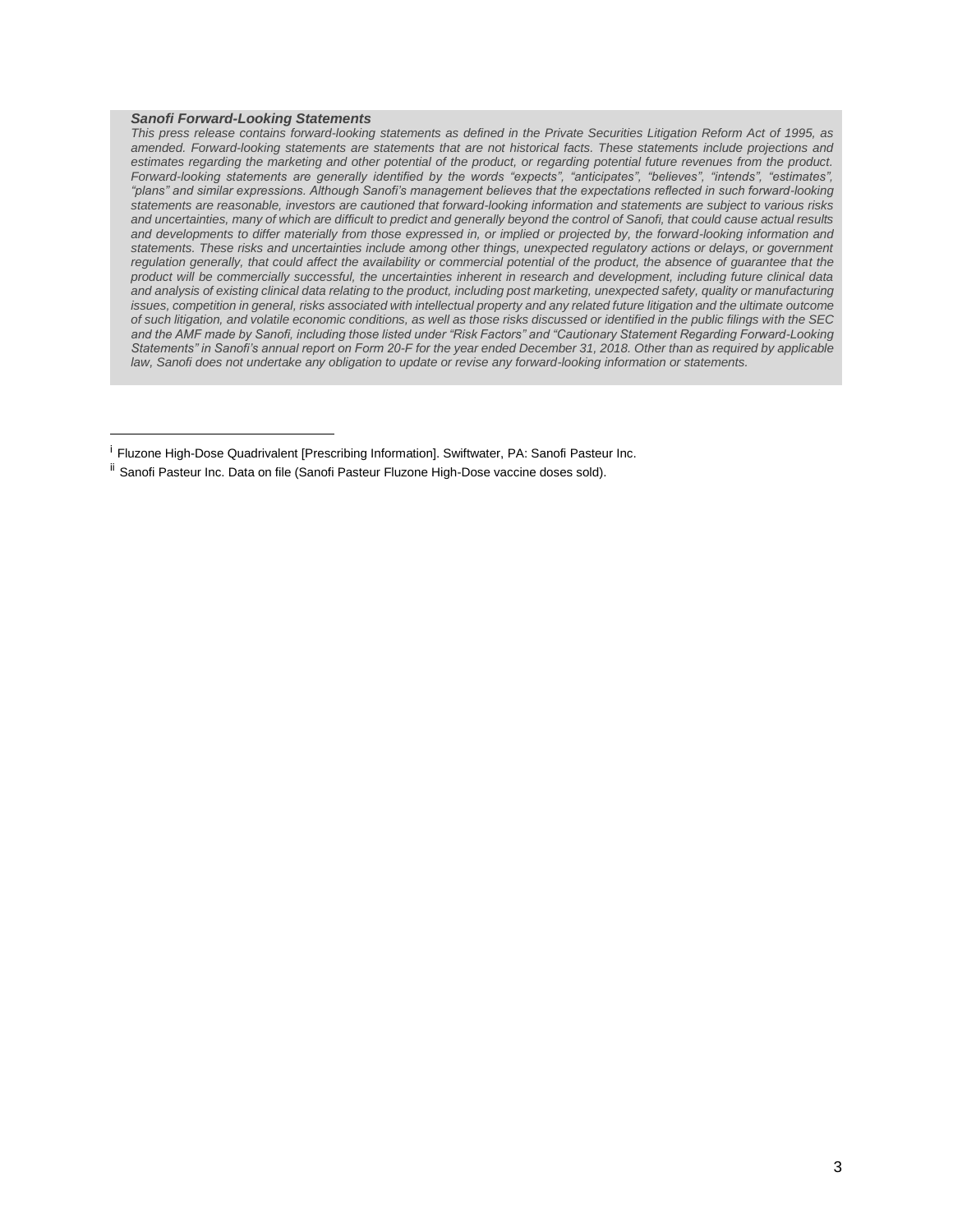***Sanofi Forward-Looking Statements***

*This press release contains forward-looking statements as defined in the Private Securities Litigation Reform Act of 1995, as amended. Forward-looking statements are statements that are not historical facts. These statements include projections and estimates regarding the marketing and other potential of the product, or regarding potential future revenues from the product. Forward-looking statements are generally identified by the words "expects", "anticipates", "believes", "intends", "estimates", "plans" and similar expressions. Although Sanofi's management believes that the expectations reflected in such forward-looking statements are reasonable, investors are cautioned that forward-looking information and statements are subject to various risks and uncertainties, many of which are difficult to predict and generally beyond the control of Sanofi, that could cause actual results and developments to differ materially from those expressed in, or implied or projected by, the forward-looking information and statements. These risks and uncertainties include among other things, unexpected regulatory actions or delays, or government regulation generally, that could affect the availability or commercial potential of the product, the absence of guarantee that the product will be commercially successful, the uncertainties inherent in research and development, including future clinical data and analysis of existing clinical data relating to the product, including post marketing, unexpected safety, quality or manufacturing issues, competition in general, risks associated with intellectual property and any related future litigation and the ultimate outcome of such litigation, and volatile economic conditions, as well as those risks discussed or identified in the public filings with the SEC and the AMF made by Sanofi, including those listed under "Risk Factors" and "Cautionary Statement Regarding Forward-Looking Statements" in Sanofi's annual report on Form 20-F for the year ended December 31, 2018. Other than as required by applicable law, Sanofi does not undertake any obligation to update or revise any forward-looking information or statements.*

---

[i] Fluzone High-Dose Quadrivalent [Prescribing Information]. Swiftwater, PA: Sanofi Pasteur Inc.

[ii] Sanofi Pasteur Inc. Data on file (Sanofi Pasteur Fluzone High-Dose vaccine doses sold).